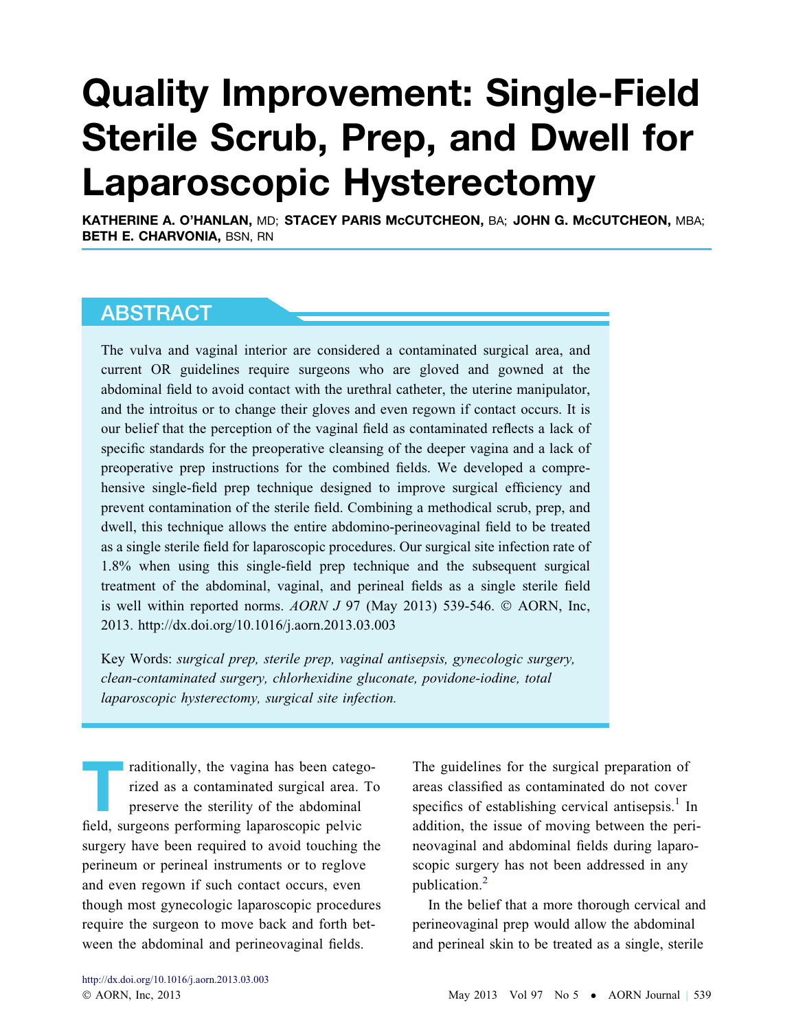# Quality Improvement: Single-Field Sterile Scrub, Prep, and Dwell for Laparoscopic Hysterectomy

**KATHERINE A. O'HANLAN,** MD; **STACEY PARIS McCUTCHEON,** BA; **JOHN G. McCUTCHEON,** MBA; **BETH E. CHARVONIA,** BSN, RN

## ABSTRACT

The vulva and vaginal interior are considered a contaminated surgical area, and current OR guidelines require surgeons who are gloved and gowned at the abdominal field to avoid contact with the urethral catheter, the uterine manipulator, and the introitus or to change their gloves and even regown if contact occurs. It is our belief that the perception of the vaginal field as contaminated reflects a lack of specific standards for the preoperative cleansing of the deeper vagina and a lack of preoperative prep instructions for the combined fields. We developed a comprehensive single-field prep technique designed to improve surgical efficiency and prevent contamination of the sterile field. Combining a methodical scrub, prep, and dwell, this technique allows the entire abdomino-perineovaginal field to be treated as a single sterile field for laparoscopic procedures. Our surgical site infection rate of 1.8% when using this single-field prep technique and the subsequent surgical treatment of the abdominal, vaginal, and perineal fields as a single sterile field is well within reported norms. *AORN J* 97 (May 2013) 539-546. © AORN, Inc, 2013. http://dx.doi.org/10.1016/j.aorn.2013.03.003

Key Words: *surgical prep, sterile prep, vaginal antisepsis, gynecologic surgery, clean-contaminated surgery, chlorhexidine gluconate, povidone-iodine, total laparoscopic hysterectomy, surgical site infection.*

Traditionally, the vagina has been categorized as a contaminated surgical area. To preserve the sterility of the abdominal field, surgeons performing laparoscopic pelvic surgery have been required to avoid touching the perineum or perineal instruments or to reglove and even regown if such contact occurs, even though most gynecologic laparoscopic procedures require the surgeon to move back and forth between the abdominal and perineovaginal fields.

The guidelines for the surgical preparation of areas classified as contaminated do not cover specifics of establishing cervical antisepsis.[1] In addition, the issue of moving between the perineovaginal and abdominal fields during laparoscopic surgery has not been addressed in any publication.[2]

In the belief that a more thorough cervical and perineovaginal prep would allow the abdominal and perineal skin to be treated as a single, sterile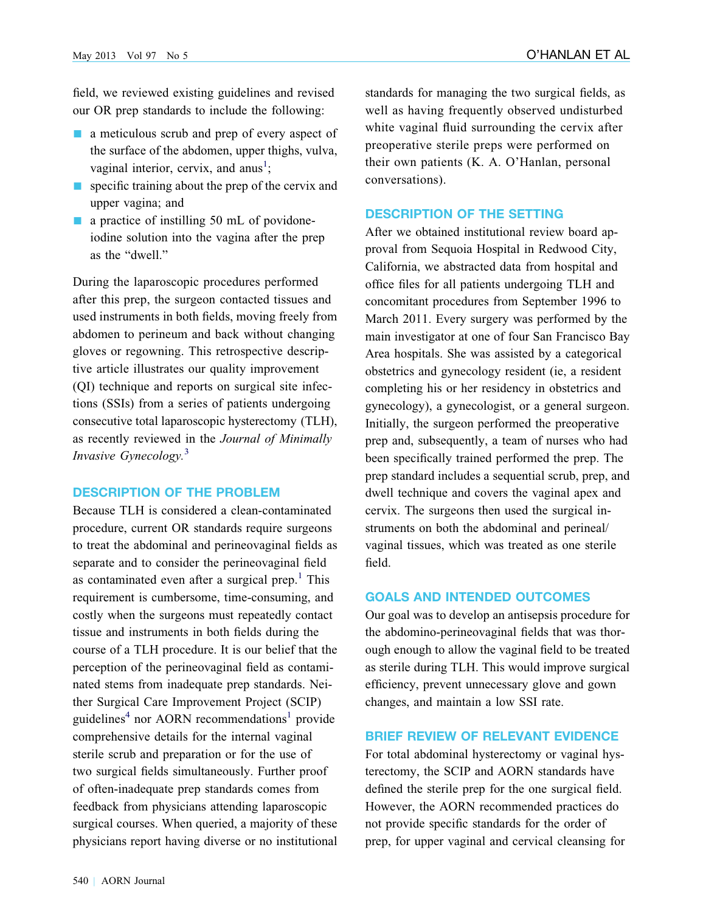field, we reviewed existing guidelines and revised our OR prep standards to include the following:

- a meticulous scrub and prep of every aspect of the surface of the abdomen, upper thighs, vulva, vaginal interior, cervix, and anus[1];
- specific training about the prep of the cervix and upper vagina; and
- a practice of instilling 50 mL of povidone-iodine solution into the vagina after the prep as the "dwell."

During the laparoscopic procedures performed after this prep, the surgeon contacted tissues and used instruments in both fields, moving freely from abdomen to perineum and back without changing gloves or regowning. This retrospective descriptive article illustrates our quality improvement (QI) technique and reports on surgical site infections (SSIs) from a series of patients undergoing consecutive total laparoscopic hysterectomy (TLH), as recently reviewed in the *Journal of Minimally Invasive Gynecology.*[3]

## DESCRIPTION OF THE PROBLEM

Because TLH is considered a clean-contaminated procedure, current OR standards require surgeons to treat the abdominal and perineovaginal fields as separate and to consider the perineovaginal field as contaminated even after a surgical prep.[1] This requirement is cumbersome, time-consuming, and costly when the surgeons must repeatedly contact tissue and instruments in both fields during the course of a TLH procedure. It is our belief that the perception of the perineovaginal field as contaminated stems from inadequate prep standards. Neither Surgical Care Improvement Project (SCIP) guidelines[4] nor AORN recommendations[1] provide comprehensive details for the internal vaginal sterile scrub and preparation or for the use of two surgical fields simultaneously. Further proof of often-inadequate prep standards comes from feedback from physicians attending laparoscopic surgical courses. When queried, a majority of these physicians report having diverse or no institutional standards for managing the two surgical fields, as well as having frequently observed undisturbed white vaginal fluid surrounding the cervix after preoperative sterile preps were performed on their own patients (K. A. O'Hanlan, personal conversations).

## DESCRIPTION OF THE SETTING

After we obtained institutional review board approval from Sequoia Hospital in Redwood City, California, we abstracted data from hospital and office files for all patients undergoing TLH and concomitant procedures from September 1996 to March 2011. Every surgery was performed by the main investigator at one of four San Francisco Bay Area hospitals. She was assisted by a categorical obstetrics and gynecology resident (ie, a resident completing his or her residency in obstetrics and gynecology), a gynecologist, or a general surgeon. Initially, the surgeon performed the preoperative prep and, subsequently, a team of nurses who had been specifically trained performed the prep. The prep standard includes a sequential scrub, prep, and dwell technique and covers the vaginal apex and cervix. The surgeons then used the surgical instruments on both the abdominal and perineal/vaginal tissues, which was treated as one sterile field.

## GOALS AND INTENDED OUTCOMES

Our goal was to develop an antisepsis procedure for the abdomino-perineovaginal fields that was thorough enough to allow the vaginal field to be treated as sterile during TLH. This would improve surgical efficiency, prevent unnecessary glove and gown changes, and maintain a low SSI rate.

## BRIEF REVIEW OF RELEVANT EVIDENCE

For total abdominal hysterectomy or vaginal hysterectomy, the SCIP and AORN standards have defined the sterile prep for the one surgical field. However, the AORN recommended practices do not provide specific standards for the order of prep, for upper vaginal and cervical cleansing for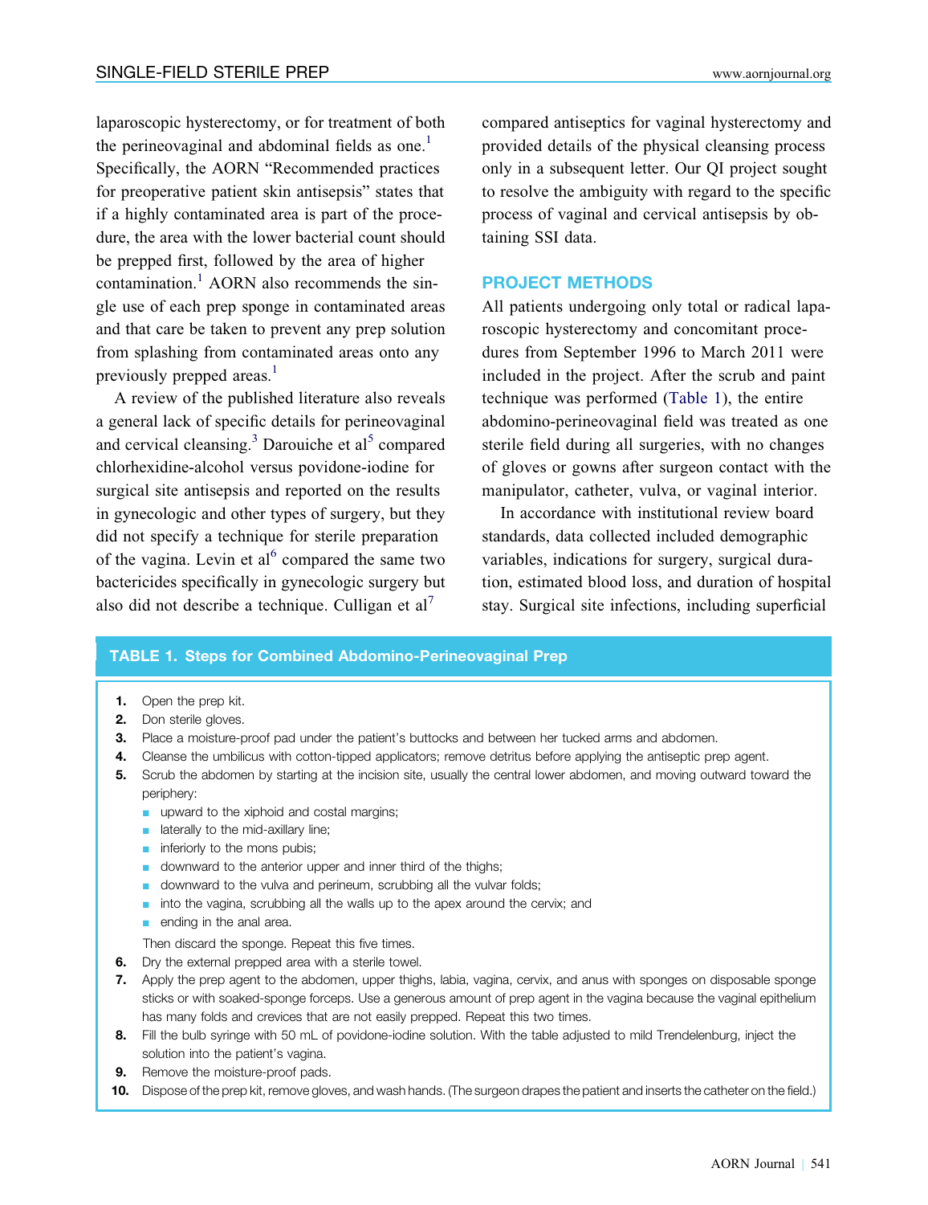laparoscopic hysterectomy, or for treatment of both the perineovaginal and abdominal fields as one.[1] Specifically, the AORN "Recommended practices for preoperative patient skin antisepsis" states that if a highly contaminated area is part of the procedure, the area with the lower bacterial count should be prepped first, followed by the area of higher contamination.[1] AORN also recommends the single use of each prep sponge in contaminated areas and that care be taken to prevent any prep solution from splashing from contaminated areas onto any previously prepped areas.[1]

A review of the published literature also reveals a general lack of specific details for perineovaginal and cervical cleansing.[3] Darouiche et al[5] compared chlorhexidine-alcohol versus povidone-iodine for surgical site antisepsis and reported on the results in gynecologic and other types of surgery, but they did not specify a technique for sterile preparation of the vagina. Levin et al[6] compared the same two bactericides specifically in gynecologic surgery but also did not describe a technique. Culligan et al[7] compared antiseptics for vaginal hysterectomy and provided details of the physical cleansing process only in a subsequent letter. Our QI project sought to resolve the ambiguity with regard to the specific process of vaginal and cervical antisepsis by obtaining SSI data.

## PROJECT METHODS

All patients undergoing only total or radical laparoscopic hysterectomy and concomitant procedures from September 1996 to March 2011 were included in the project. After the scrub and paint technique was performed (Table 1), the entire abdomino-perineovaginal field was treated as one sterile field during all surgeries, with no changes of gloves or gowns after surgeon contact with the manipulator, catheter, vulva, or vaginal interior.

In accordance with institutional review board standards, data collected included demographic variables, indications for surgery, surgical duration, estimated blood loss, and duration of hospital stay. Surgical site infections, including superficial

**TABLE 1. Steps for Combined Abdomino-Perineovaginal Prep**

1. Open the prep kit.
2. Don sterile gloves.
3. Place a moisture-proof pad under the patient's buttocks and between her tucked arms and abdomen.
4. Cleanse the umbilicus with cotton-tipped applicators; remove detritus before applying the antiseptic prep agent.
5. Scrub the abdomen by starting at the incision site, usually the central lower abdomen, and moving outward toward the periphery:
   - upward to the xiphoid and costal margins;
   - laterally to the mid-axillary line;
   - inferiorly to the mons pubis;
   - downward to the anterior upper and inner third of the thighs;
   - downward to the vulva and perineum, scrubbing all the vulvar folds;
   - into the vagina, scrubbing all the walls up to the apex around the cervix; and
   - ending in the anal area.

   Then discard the sponge. Repeat this five times.
6. Dry the external prepped area with a sterile towel.
7. Apply the prep agent to the abdomen, upper thighs, labia, vagina, cervix, and anus with sponges on disposable sponge sticks or with soaked-sponge forceps. Use a generous amount of prep agent in the vagina because the vaginal epithelium has many folds and crevices that are not easily prepped. Repeat this two times.
8. Fill the bulb syringe with 50 mL of povidone-iodine solution. With the table adjusted to mild Trendelenburg, inject the solution into the patient's vagina.
9. Remove the moisture-proof pads.
10. Dispose of the prep kit, remove gloves, and wash hands. (The surgeon drapes the patient and inserts the catheter on the field.)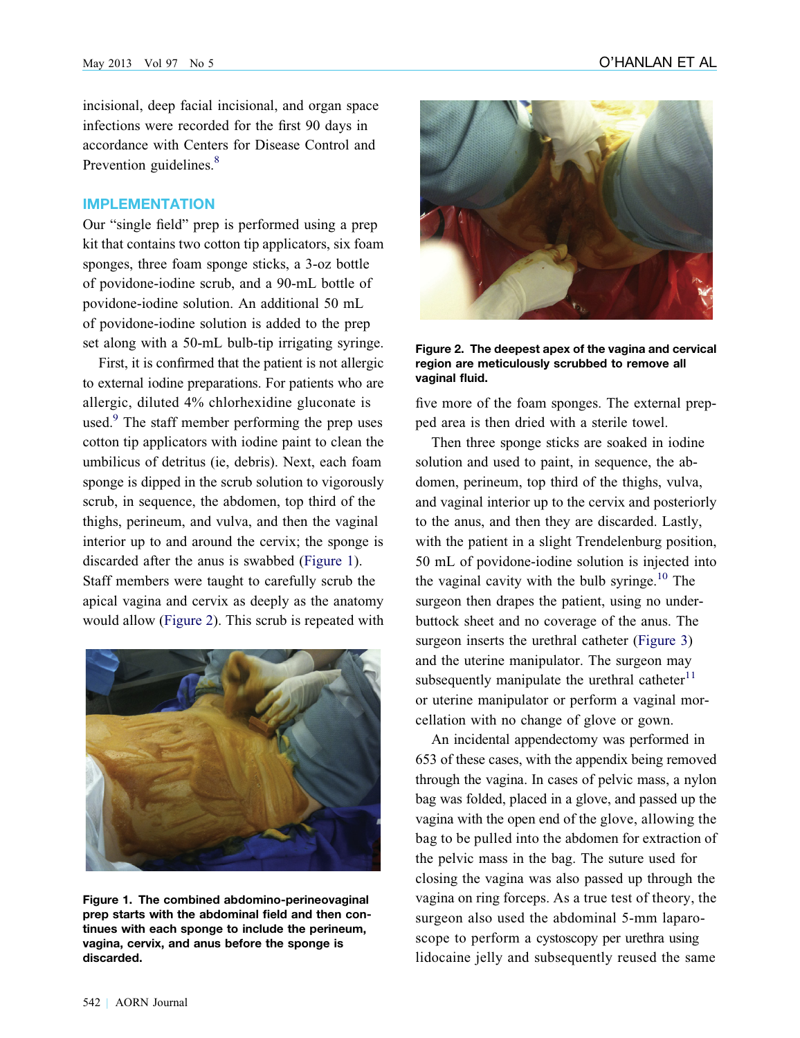incisional, deep facial incisional, and organ space infections were recorded for the first 90 days in accordance with Centers for Disease Control and Prevention guidelines.[8]

## IMPLEMENTATION

Our "single field" prep is performed using a prep kit that contains two cotton tip applicators, six foam sponges, three foam sponge sticks, a 3-oz bottle of povidone-iodine scrub, and a 90-mL bottle of povidone-iodine solution. An additional 50 mL of povidone-iodine solution is added to the prep set along with a 50-mL bulb-tip irrigating syringe.

First, it is confirmed that the patient is not allergic to external iodine preparations. For patients who are allergic, diluted 4% chlorhexidine gluconate is used.[9] The staff member performing the prep uses cotton tip applicators with iodine paint to clean the umbilicus of detritus (ie, debris). Next, each foam sponge is dipped in the scrub solution to vigorously scrub, in sequence, the abdomen, top third of the thighs, perineum, and vulva, and then the vaginal interior up to and around the cervix; the sponge is discarded after the anus is swabbed (Figure 1). Staff members were taught to carefully scrub the apical vagina and cervix as deeply as the anatomy would allow (Figure 2). This scrub is repeated with five more of the foam sponges. The external prepped area is then dried with a sterile towel.

**Figure 1. The combined abdomino-perineovaginal prep starts with the abdominal field and then continues with each sponge to include the perineum, vagina, cervix, and anus before the sponge is discarded.**

**Figure 2. The deepest apex of the vagina and cervical region are meticulously scrubbed to remove all vaginal fluid.**

Then three sponge sticks are soaked in iodine solution and used to paint, in sequence, the abdomen, perineum, top third of the thighs, vulva, and vaginal interior up to the cervix and posteriorly to the anus, and then they are discarded. Lastly, with the patient in a slight Trendelenburg position, 50 mL of povidone-iodine solution is injected into the vaginal cavity with the bulb syringe.[10] The surgeon then drapes the patient, using no underbuttock sheet and no coverage of the anus. The surgeon inserts the urethral catheter (Figure 3) and the uterine manipulator. The surgeon may subsequently manipulate the urethral catheter[11] or uterine manipulator or perform a vaginal morcellation with no change of glove or gown.

An incidental appendectomy was performed in 653 of these cases, with the appendix being removed through the vagina. In cases of pelvic mass, a nylon bag was folded, placed in a glove, and passed up the vagina with the open end of the glove, allowing the bag to be pulled into the abdomen for extraction of the pelvic mass in the bag. The suture used for closing the vagina was also passed up through the vagina on ring forceps. As a true test of theory, the surgeon also used the abdominal 5-mm laparoscope to perform a cystoscopy per urethra using lidocaine jelly and subsequently reused the same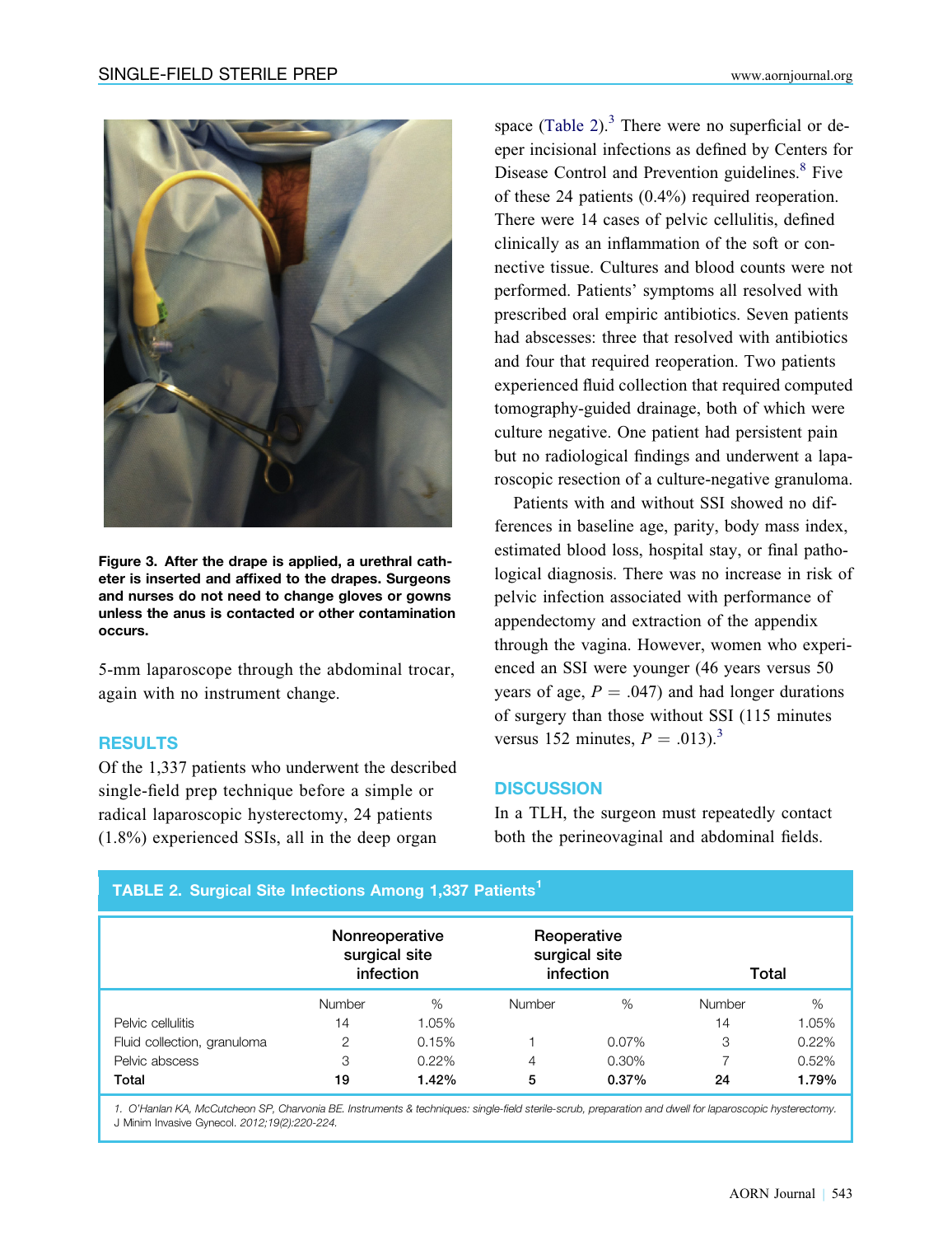Figure 3. After the drape is applied, a urethral catheter is inserted and affixed to the drapes. Surgeons and nurses do not need to change gloves or gowns unless the anus is contacted or other contamination occurs.

5-mm laparoscope through the abdominal trocar, again with no instrument change.

## RESULTS

Of the 1,337 patients who underwent the described single-field prep technique before a simple or radical laparoscopic hysterectomy, 24 patients (1.8%) experienced SSIs, all in the deep organ space (Table 2).[3] There were no superficial or deeper incisional infections as defined by Centers for Disease Control and Prevention guidelines.[8] Five of these 24 patients (0.4%) required reoperation. There were 14 cases of pelvic cellulitis, defined clinically as an inflammation of the soft or connective tissue. Cultures and blood counts were not performed. Patients' symptoms all resolved with prescribed oral empiric antibiotics. Seven patients had abscesses: three that resolved with antibiotics and four that required reoperation. Two patients experienced fluid collection that required computed tomography-guided drainage, both of which were culture negative. One patient had persistent pain but no radiological findings and underwent a laparoscopic resection of a culture-negative granuloma.

Patients with and without SSI showed no differences in baseline age, parity, body mass index, estimated blood loss, hospital stay, or final pathological diagnosis. There was no increase in risk of pelvic infection associated with performance of appendectomy and extraction of the appendix through the vagina. However, women who experienced an SSI were younger (46 years versus 50 years of age, $P = .047$) and had longer durations of surgery than those without SSI (115 minutes versus 152 minutes, $P = .013$).[3]

## DISCUSSION

In a TLH, the surgeon must repeatedly contact both the perineovaginal and abdominal fields.

**TABLE 2. Surgical Site Infections Among 1,337 Patients[1]**

| | Nonreoperative surgical site infection | | Reoperative surgical site infection | | Total | |
|---|---|---|---|---|---|---|
| | Number | % | Number | % | Number | % |
| Pelvic cellulitis | 14 | 1.05% | | | 14 | 1.05% |
| Fluid collection, granuloma | 2 | 0.15% | 1 | 0.07% | 3 | 0.22% |
| Pelvic abscess | 3 | 0.22% | 4 | 0.30% | 7 | 0.52% |
| **Total** | **19** | **1.42%** | **5** | **0.37%** | **24** | **1.79%** |

1. O'Hanlan KA, McCutcheon SP, Charvonia BE. Instruments & techniques: single-field sterile-scrub, preparation and dwell for laparoscopic hysterectomy. *J Minim Invasive Gynecol.* 2012;19(2):220-224.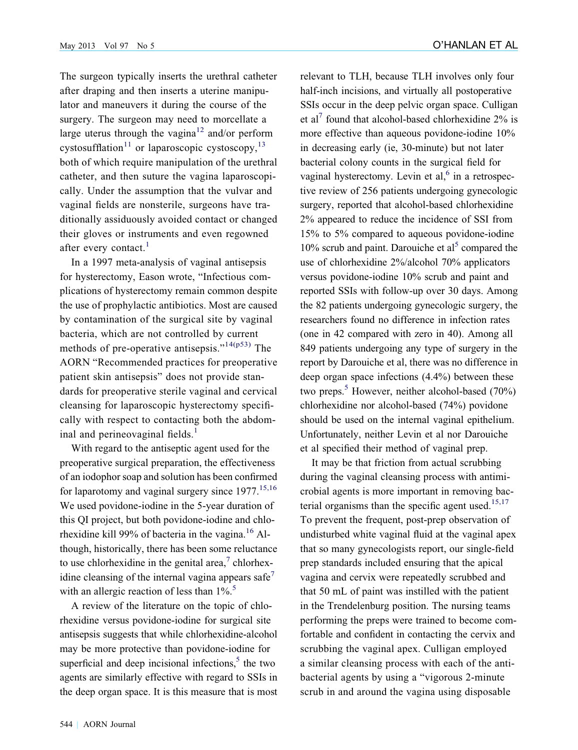The surgeon typically inserts the urethral catheter after draping and then inserts a uterine manipulator and maneuvers it during the course of the surgery. The surgeon may need to morcellate a large uterus through the vagina[12] and/or perform cystosufflation[11] or laparoscopic cystoscopy,[13] both of which require manipulation of the urethral catheter, and then suture the vagina laparoscopically. Under the assumption that the vulvar and vaginal fields are nonsterile, surgeons have traditionally assiduously avoided contact or changed their gloves or instruments and even regowned after every contact.[1]

In a 1997 meta-analysis of vaginal antisepsis for hysterectomy, Eason wrote, "Infectious complications of hysterectomy remain common despite the use of prophylactic antibiotics. Most are caused by contamination of the surgical site by vaginal bacteria, which are not controlled by current methods of pre-operative antisepsis."[14(p53)] The AORN "Recommended practices for preoperative patient skin antisepsis" does not provide standards for preoperative sterile vaginal and cervical cleansing for laparoscopic hysterectomy specifically with respect to contacting both the abdominal and perineovaginal fields.[1]

With regard to the antiseptic agent used for the preoperative surgical preparation, the effectiveness of an iodophor soap and solution has been confirmed for laparotomy and vaginal surgery since 1977.[15,16] We used povidone-iodine in the 5-year duration of this QI project, but both povidone-iodine and chlorhexidine kill 99% of bacteria in the vagina.[16] Although, historically, there has been some reluctance to use chlorhexidine in the genital area,[7] chlorhexidine cleansing of the internal vagina appears safe[7] with an allergic reaction of less than 1%.[5]

A review of the literature on the topic of chlorhexidine versus povidone-iodine for surgical site antisepsis suggests that while chlorhexidine-alcohol may be more protective than povidone-iodine for superficial and deep incisional infections,[5] the two agents are similarly effective with regard to SSIs in the deep organ space. It is this measure that is most relevant to TLH, because TLH involves only four half-inch incisions, and virtually all postoperative SSIs occur in the deep pelvic organ space. Culligan et al[7] found that alcohol-based chlorhexidine 2% is more effective than aqueous povidone-iodine 10% in decreasing early (ie, 30-minute) but not later bacterial colony counts in the surgical field for vaginal hysterectomy. Levin et al,[6] in a retrospective review of 256 patients undergoing gynecologic surgery, reported that alcohol-based chlorhexidine 2% appeared to reduce the incidence of SSI from 15% to 5% compared to aqueous povidone-iodine 10% scrub and paint. Darouiche et al[5] compared the use of chlorhexidine 2%/alcohol 70% applicators versus povidone-iodine 10% scrub and paint and reported SSIs with follow-up over 30 days. Among the 82 patients undergoing gynecologic surgery, the researchers found no difference in infection rates (one in 42 compared with zero in 40). Among all 849 patients undergoing any type of surgery in the report by Darouiche et al, there was no difference in deep organ space infections (4.4%) between these two preps.[5] However, neither alcohol-based (70%) chlorhexidine nor alcohol-based (74%) povidone should be used on the internal vaginal epithelium. Unfortunately, neither Levin et al nor Darouiche et al specified their method of vaginal prep.

It may be that friction from actual scrubbing during the vaginal cleansing process with antimicrobial agents is more important in removing bacterial organisms than the specific agent used.[15,17] To prevent the frequent, post-prep observation of undisturbed white vaginal fluid at the vaginal apex that so many gynecologists report, our single-field prep standards included ensuring that the apical vagina and cervix were repeatedly scrubbed and that 50 mL of paint was instilled with the patient in the Trendelenburg position. The nursing teams performing the preps were trained to become comfortable and confident in contacting the cervix and scrubbing the vaginal apex. Culligan employed a similar cleansing process with each of the antibacterial agents by using a "vigorous 2-minute scrub in and around the vagina using disposable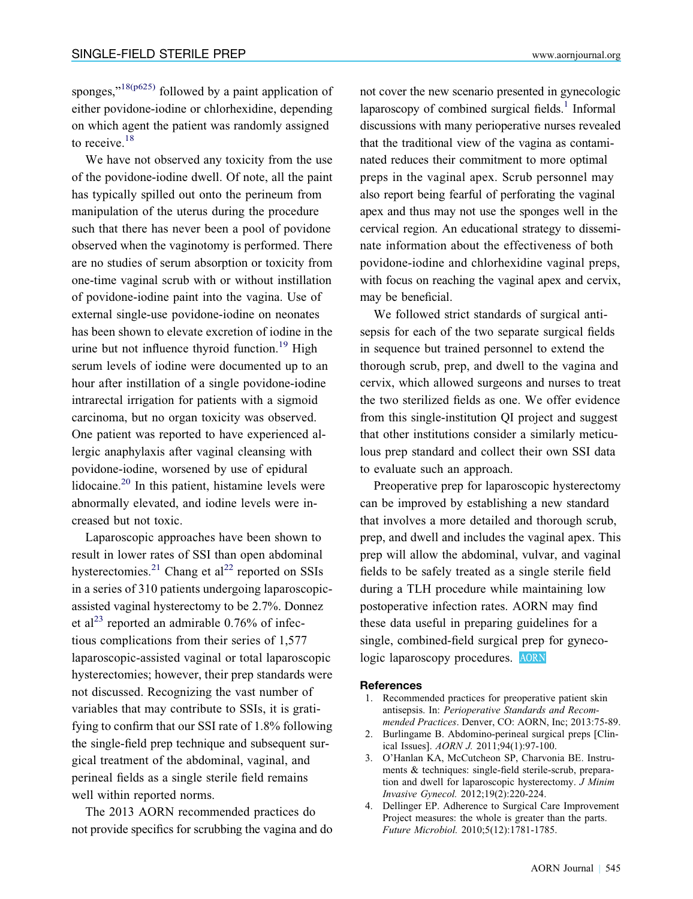sponges,"[18(p625)] followed by a paint application of either povidone-iodine or chlorhexidine, depending on which agent the patient was randomly assigned to receive.[18]

We have not observed any toxicity from the use of the povidone-iodine dwell. Of note, all the paint has typically spilled out onto the perineum from manipulation of the uterus during the procedure such that there has never been a pool of povidone observed when the vaginotomy is performed. There are no studies of serum absorption or toxicity from one-time vaginal scrub with or without instillation of povidone-iodine paint into the vagina. Use of external single-use povidone-iodine on neonates has been shown to elevate excretion of iodine in the urine but not influence thyroid function.[19] High serum levels of iodine were documented up to an hour after instillation of a single povidone-iodine intrarectal irrigation for patients with a sigmoid carcinoma, but no organ toxicity was observed. One patient was reported to have experienced allergic anaphylaxis after vaginal cleansing with povidone-iodine, worsened by use of epidural lidocaine.[20] In this patient, histamine levels were abnormally elevated, and iodine levels were increased but not toxic.

Laparoscopic approaches have been shown to result in lower rates of SSI than open abdominal hysterectomies.[21] Chang et al[22] reported on SSIs in a series of 310 patients undergoing laparoscopic-assisted vaginal hysterectomy to be 2.7%. Donnez et al[23] reported an admirable 0.76% of infectious complications from their series of 1,577 laparoscopic-assisted vaginal or total laparoscopic hysterectomies; however, their prep standards were not discussed. Recognizing the vast number of variables that may contribute to SSIs, it is gratifying to confirm that our SSI rate of 1.8% following the single-field prep technique and subsequent surgical treatment of the abdominal, vaginal, and perineal fields as a single sterile field remains well within reported norms.

The 2013 AORN recommended practices do not provide specifics for scrubbing the vagina and do not cover the new scenario presented in gynecologic laparoscopy of combined surgical fields.[1] Informal discussions with many perioperative nurses revealed that the traditional view of the vagina as contaminated reduces their commitment to more optimal preps in the vaginal apex. Scrub personnel may also report being fearful of perforating the vaginal apex and thus may not use the sponges well in the cervical region. An educational strategy to disseminate information about the effectiveness of both povidone-iodine and chlorhexidine vaginal preps, with focus on reaching the vaginal apex and cervix, may be beneficial.

We followed strict standards of surgical antisepsis for each of the two separate surgical fields in sequence but trained personnel to extend the thorough scrub, prep, and dwell to the vagina and cervix, which allowed surgeons and nurses to treat the two sterilized fields as one. We offer evidence from this single-institution QI project and suggest that other institutions consider a similarly meticulous prep standard and collect their own SSI data to evaluate such an approach.

Preoperative prep for laparoscopic hysterectomy can be improved by establishing a new standard that involves a more detailed and thorough scrub, prep, and dwell and includes the vaginal apex. This prep will allow the abdominal, vulvar, and vaginal fields to be safely treated as a single sterile field during a TLH procedure while maintaining low postoperative infection rates. AORN may find these data useful in preparing guidelines for a single, combined-field surgical prep for gynecologic laparoscopy procedures.

## References

1. Recommended practices for preoperative patient skin antisepsis. In: *Perioperative Standards and Recommended Practices*. Denver, CO: AORN, Inc; 2013:75-89.
2. Burlingame B. Abdomino-perineal surgical preps [Clinical Issues]. *AORN J.* 2011;94(1):97-100.
3. O'Hanlan KA, McCutcheon SP, Charvonia BE. Instruments & techniques: single-field sterile-scrub, preparation and dwell for laparoscopic hysterectomy. *J Minim Invasive Gynecol.* 2012;19(2):220-224.
4. Dellinger EP. Adherence to Surgical Care Improvement Project measures: the whole is greater than the parts. *Future Microbiol.* 2010;5(12):1781-1785.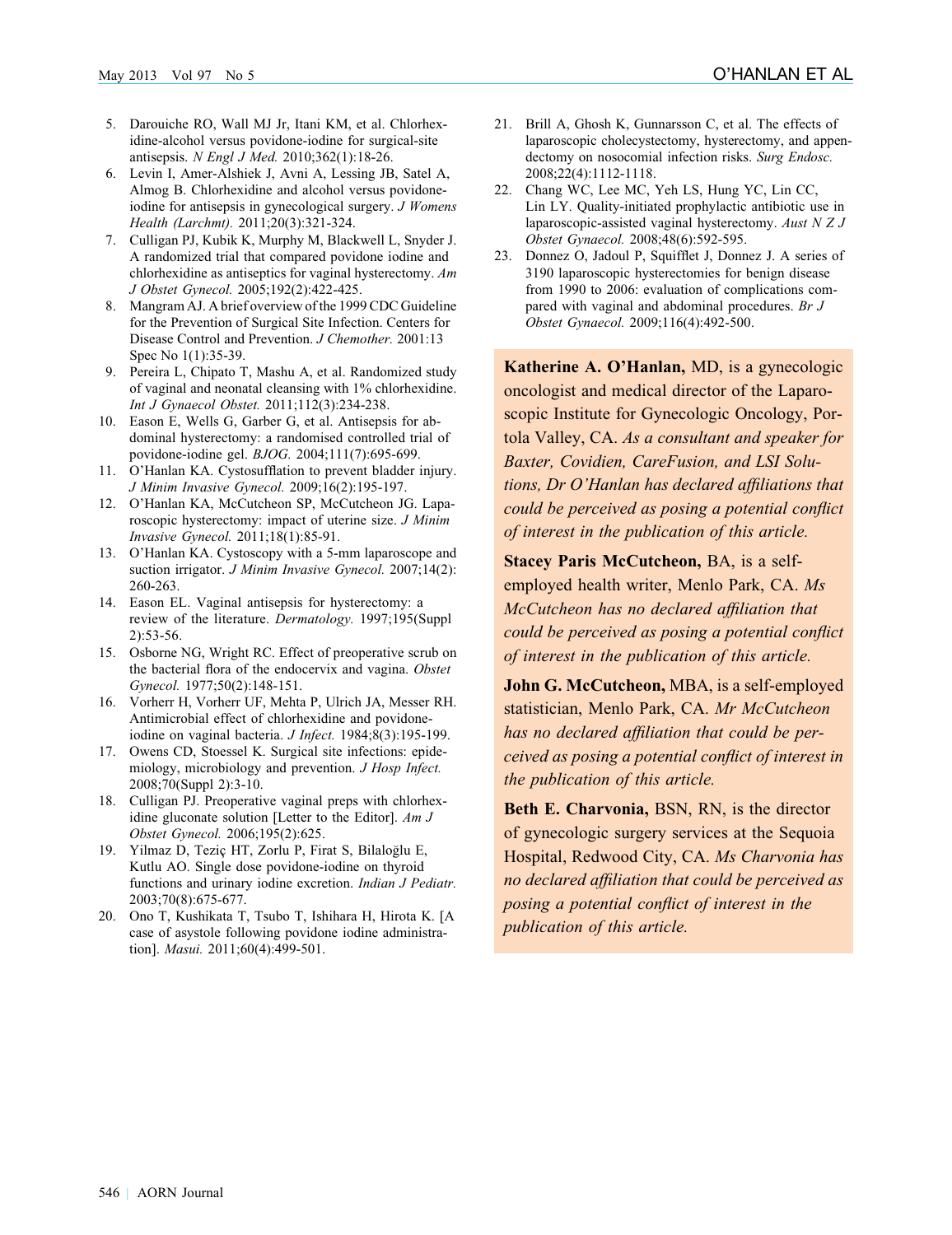5. Darouiche RO, Wall MJ Jr, Itani KM, et al. Chlorhexidine-alcohol versus povidone-iodine for surgical-site antisepsis. *N Engl J Med.* 2010;362(1):18-26.
6. Levin I, Amer-Alshiek J, Avni A, Lessing JB, Satel A, Almog B. Chlorhexidine and alcohol versus povidone-iodine for antisepsis in gynecological surgery. *J Womens Health (Larchmt).* 2011;20(3):321-324.
7. Culligan PJ, Kubik K, Murphy M, Blackwell L, Snyder J. A randomized trial that compared povidone iodine and chlorhexidine as antiseptics for vaginal hysterectomy. *Am J Obstet Gynecol.* 2005;192(2):422-425.
8. Mangram AJ. A brief overview of the 1999 CDC Guideline for the Prevention of Surgical Site Infection. Centers for Disease Control and Prevention. *J Chemother.* 2001:13 Spec No 1(1):35-39.
9. Pereira L, Chipato T, Mashu A, et al. Randomized study of vaginal and neonatal cleansing with 1% chlorhexidine. *Int J Gynaecol Obstet.* 2011;112(3):234-238.
10. Eason E, Wells G, Garber G, et al. Antisepsis for abdominal hysterectomy: a randomised controlled trial of povidone-iodine gel. *BJOG.* 2004;111(7):695-699.
11. O'Hanlan KA. Cystosufflation to prevent bladder injury. *J Minim Invasive Gynecol.* 2009;16(2):195-197.
12. O'Hanlan KA, McCutcheon SP, McCutcheon JG. Laparoscopic hysterectomy: impact of uterine size. *J Minim Invasive Gynecol.* 2011;18(1):85-91.
13. O'Hanlan KA. Cystoscopy with a 5-mm laparoscope and suction irrigator. *J Minim Invasive Gynecol.* 2007;14(2):260-263.
14. Eason EL. Vaginal antisepsis for hysterectomy: a review of the literature. *Dermatology.* 1997;195(Suppl 2):53-56.
15. Osborne NG, Wright RC. Effect of preoperative scrub on the bacterial flora of the endocervix and vagina. *Obstet Gynecol.* 1977;50(2):148-151.
16. Vorherr H, Vorherr UF, Mehta P, Ulrich JA, Messer RH. Antimicrobial effect of chlorhexidine and povidone-iodine on vaginal bacteria. *J Infect.* 1984;8(3):195-199.
17. Owens CD, Stoessel K. Surgical site infections: epidemiology, microbiology and prevention. *J Hosp Infect.* 2008;70(Suppl 2):3-10.
18. Culligan PJ. Preoperative vaginal preps with chlorhexidine gluconate solution [Letter to the Editor]. *Am J Obstet Gynecol.* 2006;195(2):625.
19. Yilmaz D, Teziç HT, Zorlu P, Firat S, Bilaloğlu E, Kutlu AO. Single dose povidone-iodine on thyroid functions and urinary iodine excretion. *Indian J Pediatr.* 2003;70(8):675-677.
20. Ono T, Kushikata T, Tsubo T, Ishihara H, Hirota K. [A case of asystole following povidone iodine administration]. *Masui.* 2011;60(4):499-501.
21. Brill A, Ghosh K, Gunnarsson C, et al. The effects of laparoscopic cholecystectomy, hysterectomy, and appendectomy on nosocomial infection risks. *Surg Endosc.* 2008;22(4):1112-1118.
22. Chang WC, Lee MC, Yeh LS, Hung YC, Lin CC, Lin LY. Quality-initiated prophylactic antibiotic use in laparoscopic-assisted vaginal hysterectomy. *Aust N Z J Obstet Gynaecol.* 2008;48(6):592-595.
23. Donnez O, Jadoul P, Squifflet J, Donnez J. A series of 3190 laparoscopic hysterectomies for benign disease from 1990 to 2006: evaluation of complications compared with vaginal and abdominal procedures. *Br J Obstet Gynaecol.* 2009;116(4):492-500.

**Katherine A. O'Hanlan,** MD, is a gynecologic oncologist and medical director of the Laparoscopic Institute for Gynecologic Oncology, Portola Valley, CA. *As a consultant and speaker for Baxter, Covidien, CareFusion, and LSI Solutions, Dr O'Hanlan has declared affiliations that could be perceived as posing a potential conflict of interest in the publication of this article.*

**Stacey Paris McCutcheon,** BA, is a self-employed health writer, Menlo Park, CA. *Ms McCutcheon has no declared affiliation that could be perceived as posing a potential conflict of interest in the publication of this article.*

**John G. McCutcheon,** MBA, is a self-employed statistician, Menlo Park, CA. *Mr McCutcheon has no declared affiliation that could be perceived as posing a potential conflict of interest in the publication of this article.*

**Beth E. Charvonia,** BSN, RN, is the director of gynecologic surgery services at the Sequoia Hospital, Redwood City, CA. *Ms Charvonia has no declared affiliation that could be perceived as posing a potential conflict of interest in the publication of this article.*